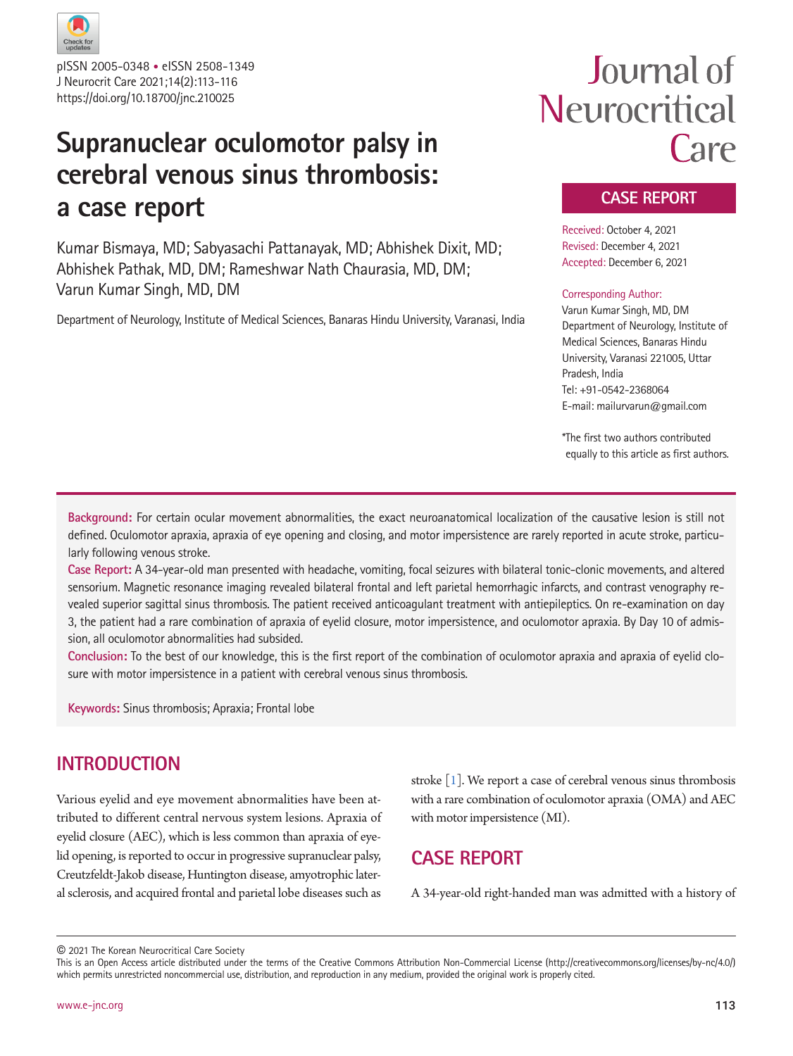# Supranuclear oculomotor palsy in cerebral venous sinus thrombosis: a case report

Kumar Bismaya, MD; Sabyasachi Pattanayak, MD; Abhishek Dixit, MD; Abhishek Pathak, MD, DM; Rameshwar Nath Chaurasia, MD, DM; Varun Kumar Singh, MD, DM

Department of Neurology, Institute of Medical Sciences, Banaras Hindu University, Varanasi, India

**CASE REPORT**

Received: October 4, 2021
Revised: December 4, 2021
Accepted: December 6, 2021

Corresponding Author:
Varun Kumar Singh, MD, DM
Department of Neurology, Institute of Medical Sciences, Banaras Hindu University, Varanasi 221005, Uttar Pradesh, India
Tel: +91-0542-2368064
E-mail: mailurvarun@gmail.com

*The first two authors contributed equally to this article as first authors.

**Background:** For certain ocular movement abnormalities, the exact neuroanatomical localization of the causative lesion is still not defined. Oculomotor apraxia, apraxia of eye opening and closing, and motor impersistence are rarely reported in acute stroke, particularly following venous stroke.

**Case Report:** A 34-year-old man presented with headache, vomiting, focal seizures with bilateral tonic-clonic movements, and altered sensorium. Magnetic resonance imaging revealed bilateral frontal and left parietal hemorrhagic infarcts, and contrast venography revealed superior sagittal sinus thrombosis. The patient received anticoagulant treatment with antiepileptics. On re-examination on day 3, the patient had a rare combination of apraxia of eyelid closure, motor impersistence, and oculomotor apraxia. By Day 10 of admission, all oculomotor abnormalities had subsided.

**Conclusion:** To the best of our knowledge, this is the first report of the combination of oculomotor apraxia and apraxia of eyelid closure with motor impersistence in a patient with cerebral venous sinus thrombosis.

**Keywords:** Sinus thrombosis; Apraxia; Frontal lobe

## INTRODUCTION

Various eyelid and eye movement abnormalities have been attributed to different central nervous system lesions. Apraxia of eyelid closure (AEC), which is less common than apraxia of eyelid opening, is reported to occur in progressive supranuclear palsy, Creutzfeldt-Jakob disease, Huntington disease, amyotrophic lateral sclerosis, and acquired frontal and parietal lobe diseases such as stroke [1]. We report a case of cerebral venous sinus thrombosis with a rare combination of oculomotor apraxia (OMA) and AEC with motor impersistence (MI).

## CASE REPORT

A 34-year-old right-handed man was admitted with a history of

© 2021 The Korean Neurocritical Care Society
This is an Open Access article distributed under the terms of the Creative Commons Attribution Non-Commercial License (http://creativecommons.org/licenses/by-nc/4.0/) which permits unrestricted noncommercial use, distribution, and reproduction in any medium, provided the original work is properly cited.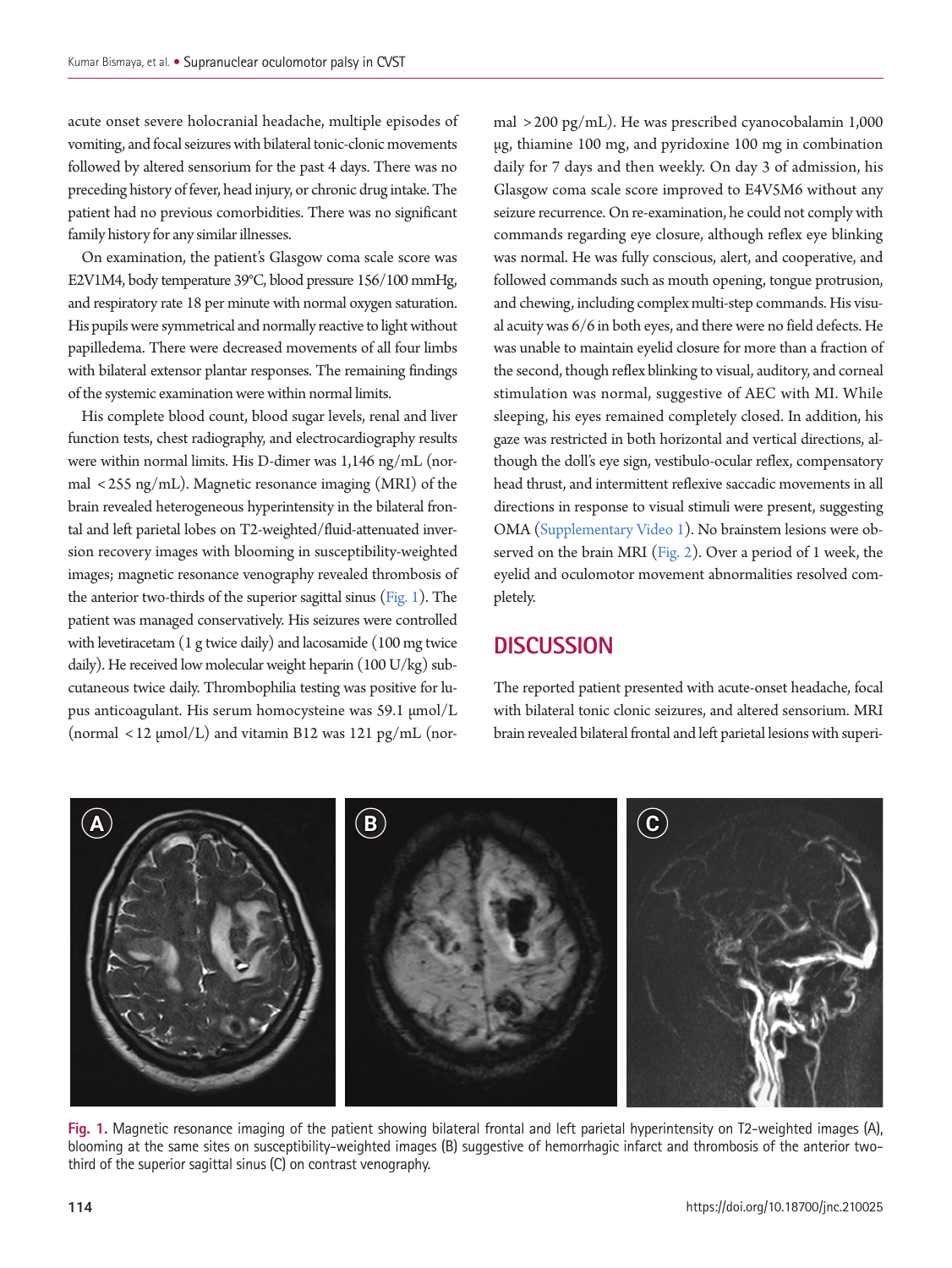acute onset severe holocranial headache, multiple episodes of vomiting, and focal seizures with bilateral tonic-clonic movements followed by altered sensorium for the past 4 days. There was no preceding history of fever, head injury, or chronic drug intake. The patient had no previous comorbidities. There was no significant family history for any similar illnesses.

On examination, the patient's Glasgow coma scale score was E2V1M4, body temperature 39°C, blood pressure 156/100 mmHg, and respiratory rate 18 per minute with normal oxygen saturation. His pupils were symmetrical and normally reactive to light without papilledema. There were decreased movements of all four limbs with bilateral extensor plantar responses. The remaining findings of the systemic examination were within normal limits.

His complete blood count, blood sugar levels, renal and liver function tests, chest radiography, and electrocardiography results were within normal limits. His D-dimer was 1,146 ng/mL (normal <255 ng/mL). Magnetic resonance imaging (MRI) of the brain revealed heterogeneous hyperintensity in the bilateral frontal and left parietal lobes on T2-weighted/fluid-attenuated inversion recovery images with blooming in susceptibility-weighted images; magnetic resonance venography revealed thrombosis of the anterior two-thirds of the superior sagittal sinus (Fig. 1). The patient was managed conservatively. His seizures were controlled with levetiracetam (1 g twice daily) and lacosamide (100 mg twice daily). He received low molecular weight heparin (100 U/kg) subcutaneous twice daily. Thrombophilia testing was positive for lupus anticoagulant. His serum homocysteine was 59.1 μmol/L (normal <12 μmol/L) and vitamin B12 was 121 pg/mL (normal >200 pg/mL). He was prescribed cyanocobalamin 1,000 μg, thiamine 100 mg, and pyridoxine 100 mg in combination daily for 7 days and then weekly. On day 3 of admission, his Glasgow coma scale score improved to E4V5M6 without any seizure recurrence. On re-examination, he could not comply with commands regarding eye closure, although reflex eye blinking was normal. He was fully conscious, alert, and cooperative, and followed commands such as mouth opening, tongue protrusion, and chewing, including complex multi-step commands. His visual acuity was 6/6 in both eyes, and there were no field defects. He was unable to maintain eyelid closure for more than a fraction of the second, though reflex blinking to visual, auditory, and corneal stimulation was normal, suggestive of AEC with MI. While sleeping, his eyes remained completely closed. In addition, his gaze was restricted in both horizontal and vertical directions, although the doll's eye sign, vestibulo-ocular reflex, compensatory head thrust, and intermittent reflexive saccadic movements in all directions in response to visual stimuli were present, suggesting OMA (Supplementary Video 1). No brainstem lesions were observed on the brain MRI (Fig. 2). Over a period of 1 week, the eyelid and oculomotor movement abnormalities resolved completely.

## DISCUSSION

The reported patient presented with acute-onset headache, focal with bilateral tonic clonic seizures, and altered sensorium. MRI brain revealed bilateral frontal and left parietal lesions with superi-

**Fig. 1.** Magnetic resonance imaging of the patient showing bilateral frontal and left parietal hyperintensity on T2-weighted images (A), blooming at the same sites on susceptibility-weighted images (B) suggestive of hemorrhagic infarct and thrombosis of the anterior two-third of the superior sagittal sinus (C) on contrast venography.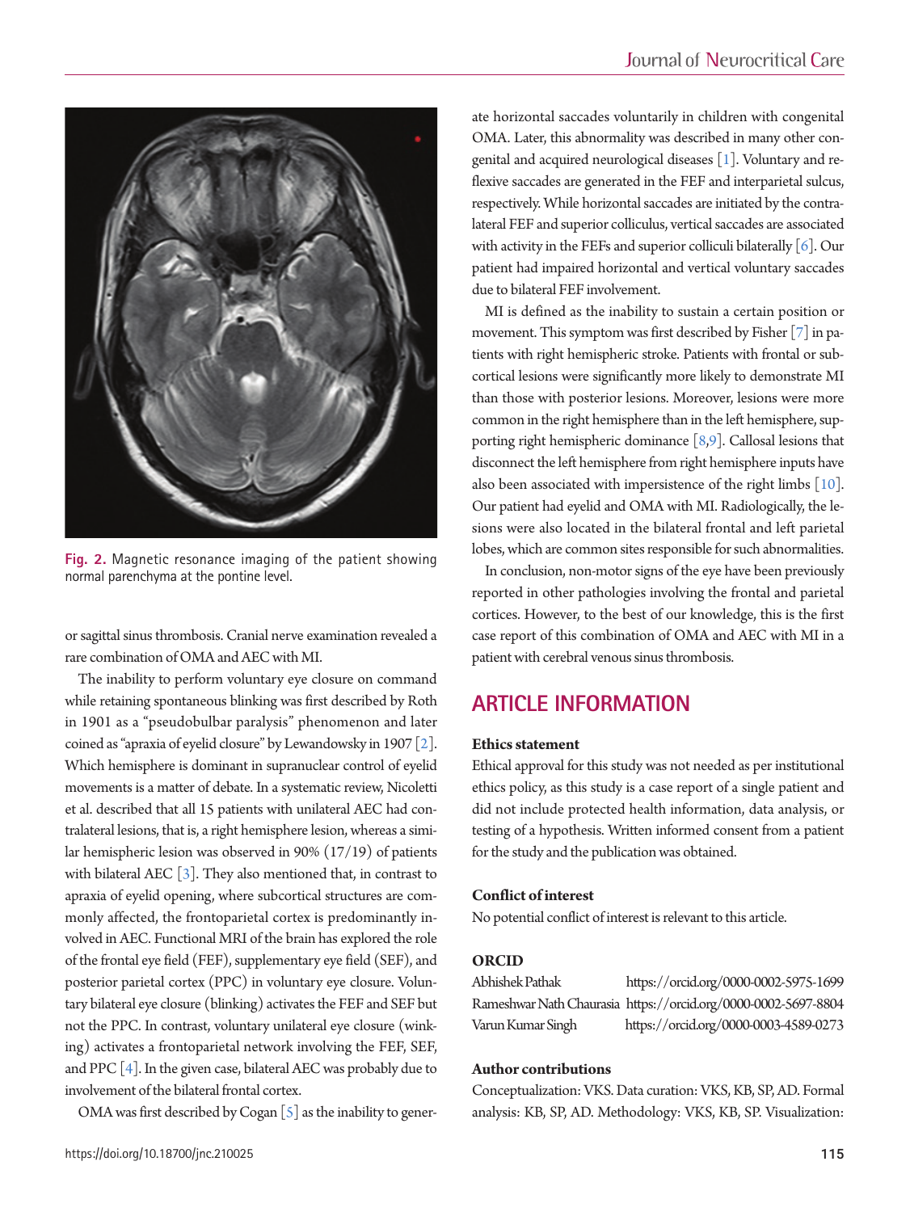Fig. 2. Magnetic resonance imaging of the patient showing normal parenchyma at the pontine level.

or sagittal sinus thrombosis. Cranial nerve examination revealed a rare combination of OMA and AEC with MI.

The inability to perform voluntary eye closure on command while retaining spontaneous blinking was first described by Roth in 1901 as a "pseudobulbar paralysis" phenomenon and later coined as "apraxia of eyelid closure" by Lewandowsky in 1907 [2]. Which hemisphere is dominant in supranuclear control of eyelid movements is a matter of debate. In a systematic review, Nicoletti et al. described that all 15 patients with unilateral AEC had contralateral lesions, that is, a right hemisphere lesion, whereas a similar hemispheric lesion was observed in 90% (17/19) of patients with bilateral AEC [3]. They also mentioned that, in contrast to apraxia of eyelid opening, where subcortical structures are commonly affected, the frontoparietal cortex is predominantly involved in AEC. Functional MRI of the brain has explored the role of the frontal eye field (FEF), supplementary eye field (SEF), and posterior parietal cortex (PPC) in voluntary eye closure. Voluntary bilateral eye closure (blinking) activates the FEF and SEF but not the PPC. In contrast, voluntary unilateral eye closure (winking) activates a frontoparietal network involving the FEF, SEF, and PPC [4]. In the given case, bilateral AEC was probably due to involvement of the bilateral frontal cortex.

OMA was first described by Cogan [5] as the inability to generate horizontal saccades voluntarily in children with congenital OMA. Later, this abnormality was described in many other congenital and acquired neurological diseases [1]. Voluntary and reflexive saccades are generated in the FEF and interparietal sulcus, respectively. While horizontal saccades are initiated by the contralateral FEF and superior colliculus, vertical saccades are associated with activity in the FEFs and superior colliculi bilaterally [6]. Our patient had impaired horizontal and vertical voluntary saccades due to bilateral FEF involvement.

MI is defined as the inability to sustain a certain position or movement. This symptom was first described by Fisher [7] in patients with right hemispheric stroke. Patients with frontal or subcortical lesions were significantly more likely to demonstrate MI than those with posterior lesions. Moreover, lesions were more common in the right hemisphere than in the left hemisphere, supporting right hemispheric dominance [8,9]. Callosal lesions that disconnect the left hemisphere from right hemisphere inputs have also been associated with impersistence of the right limbs [10]. Our patient had eyelid and OMA with MI. Radiologically, the lesions were also located in the bilateral frontal and left parietal lobes, which are common sites responsible for such abnormalities.

In conclusion, non-motor signs of the eye have been previously reported in other pathologies involving the frontal and parietal cortices. However, to the best of our knowledge, this is the first case report of this combination of OMA and AEC with MI in a patient with cerebral venous sinus thrombosis.

## ARTICLE INFORMATION

### Ethics statement

Ethical approval for this study was not needed as per institutional ethics policy, as this study is a case report of a single patient and did not include protected health information, data analysis, or testing of a hypothesis. Written informed consent from a patient for the study and the publication was obtained.

### Conflict of interest

No potential conflict of interest is relevant to this article.

### ORCID

| | |
|---|---|
| Abhishek Pathak | https://orcid.org/0000-0002-5975-1699 |
| Rameshwar Nath Chaurasia | https://orcid.org/0000-0002-5697-8804 |
| Varun Kumar Singh | https://orcid.org/0000-0003-4589-0273 |

### Author contributions

Conceptualization: VKS. Data curation: VKS, KB, SP, AD. Formal analysis: KB, SP, AD. Methodology: VKS, KB, SP. Visualization: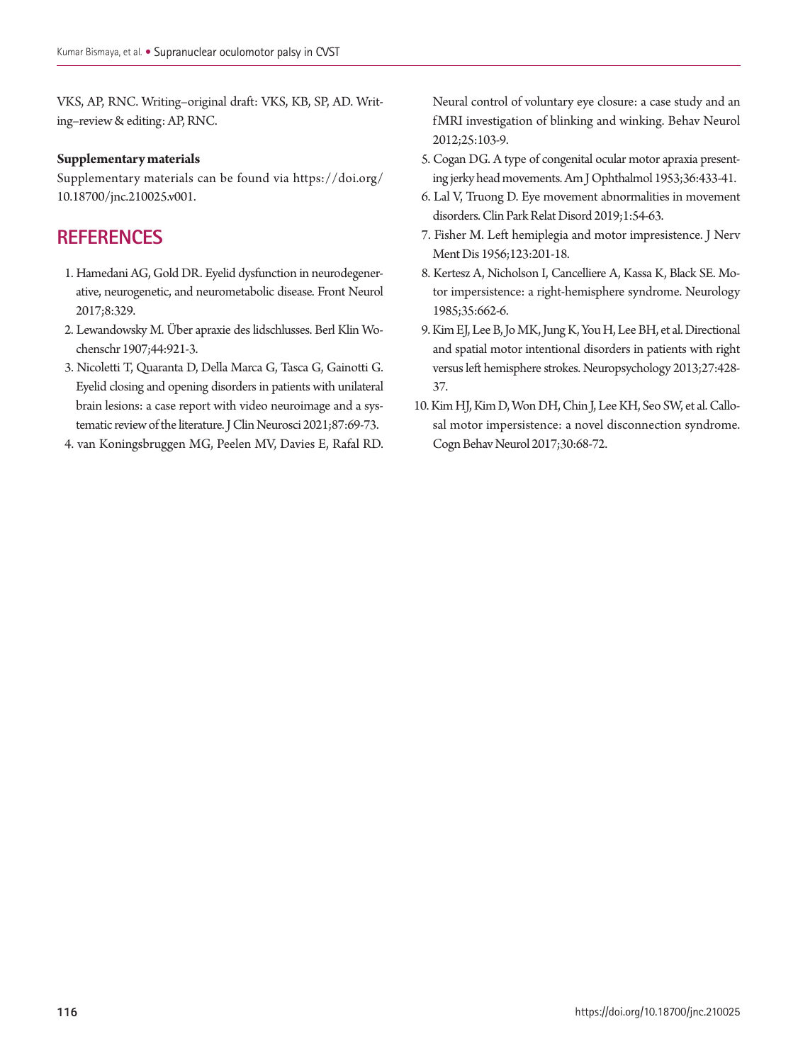VKS, AP, RNC. Writing–original draft: VKS, KB, SP, AD. Writing–review & editing: AP, RNC.

**Supplementary materials**

Supplementary materials can be found via https://doi.org/10.18700/jnc.210025.v001.

## REFERENCES

1. Hamedani AG, Gold DR. Eyelid dysfunction in neurodegenerative, neurogenetic, and neurometabolic disease. Front Neurol 2017;8:329.
2. Lewandowsky M. Über apraxie des lidschlusses. Berl Klin Wochenschr 1907;44:921-3.
3. Nicoletti T, Quaranta D, Della Marca G, Tasca G, Gainotti G. Eyelid closing and opening disorders in patients with unilateral brain lesions: a case report with video neuroimage and a systematic review of the literature. J Clin Neurosci 2021;87:69-73.
4. van Koningsbruggen MG, Peelen MV, Davies E, Rafal RD. Neural control of voluntary eye closure: a case study and an fMRI investigation of blinking and winking. Behav Neurol 2012;25:103-9.
5. Cogan DG. A type of congenital ocular motor apraxia presenting jerky head movements. Am J Ophthalmol 1953;36:433-41.
6. Lal V, Truong D. Eye movement abnormalities in movement disorders. Clin Park Relat Disord 2019;1:54-63.
7. Fisher M. Left hemiplegia and motor impresistence. J Nerv Ment Dis 1956;123:201-18.
8. Kertesz A, Nicholson I, Cancelliere A, Kassa K, Black SE. Motor impersistence: a right-hemisphere syndrome. Neurology 1985;35:662-6.
9. Kim EJ, Lee B, Jo MK, Jung K, You H, Lee BH, et al. Directional and spatial motor intentional disorders in patients with right versus left hemisphere strokes. Neuropsychology 2013;27:428-37.
10. Kim HJ, Kim D, Won DH, Chin J, Lee KH, Seo SW, et al. Callosal motor impersistence: a novel disconnection syndrome. Cogn Behav Neurol 2017;30:68-72.